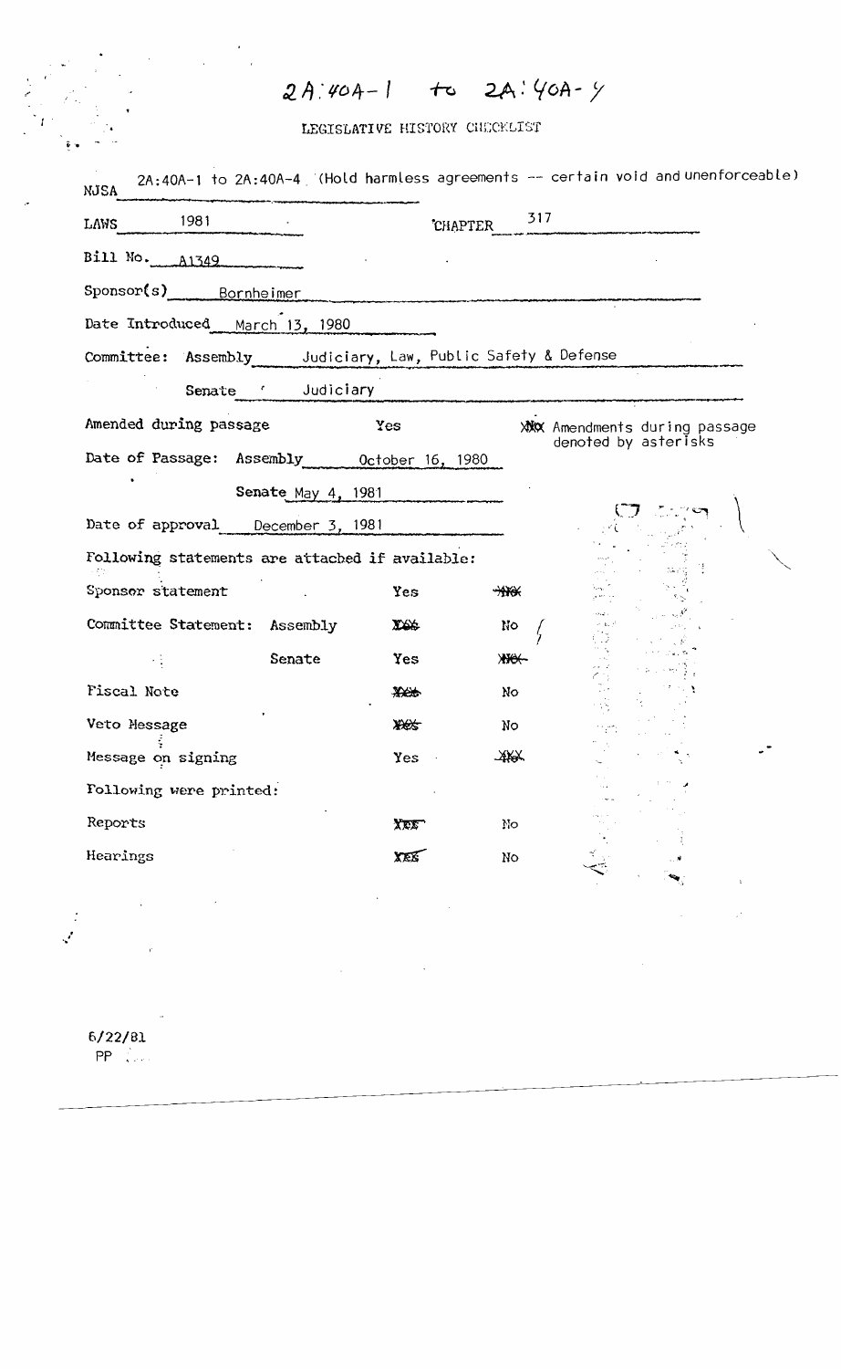# 2A:40A-1 to 2A:40A-4

LEGISLATIVE HISTORY CHECKLIST

NJSA 2A:40A-1 to 2A:40A-4 (Hold harmless agreements -- certain void and unenforceable)

LAWS 1981 CHAPTER 317

Bill No. A1349

Sponsor(s) Bornheimer

Date Introduced March 13, 1980

Committee: Assembly Judiciary, Law, Public Safety & Defense

Senate Judiciary

Amended during passage Yes ~~XXX~~ Amendments during passage denoted by asterisks

Date of Passage: Assembly October 16, 1980

Senate May 4, 1981

Date of approval December 3, 1981

Following statements are attached if available:

| | | | |
|---|---|---|---|
| Sponsor statement | | Yes | ~~No~~ |
| Committee Statement: | Assembly | ~~Yes~~ | No |
| | Senate | Yes | ~~No~~ |
| Fiscal Note | | ~~Yes~~ | No |
| Veto Message | | ~~Yes~~ | No |
| Message on signing | | Yes | ~~No~~ |

Following were printed:

| | | |
|---|---|---|
| Reports | ~~Yes~~ | No |
| Hearings | ~~Yes~~ | No |

6/22/81
PP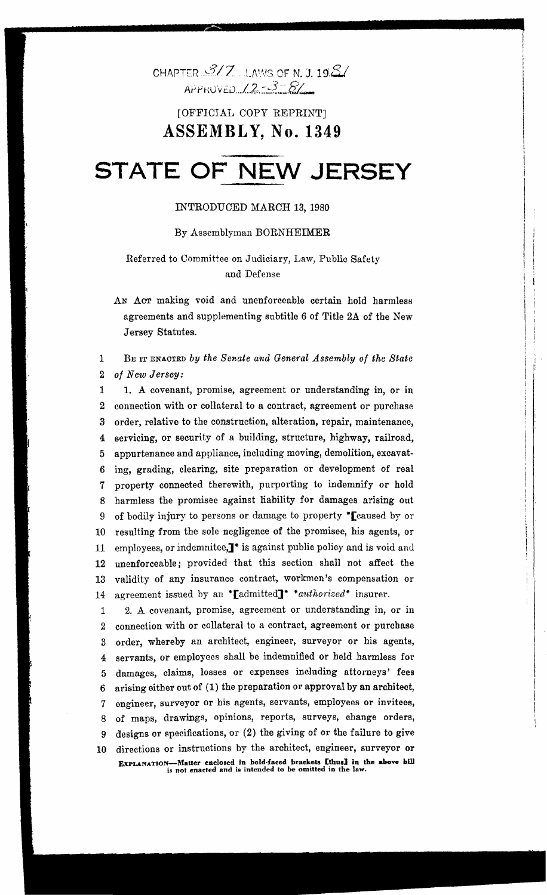CHAPTER 377 LAWS OF N. J. 1981
APPROVED 12-3-81

[OFFICIAL COPY REPRINT]

# ASSEMBLY, No. 1349

# STATE OF NEW JERSEY

INTRODUCED MARCH 13, 1980

By Assemblyman BORNHEIMER

Referred to Committee on Judiciary, Law, Public Safety and Defense

AN ACT making void and unenforceable certain hold harmless agreements and supplementing subtitle 6 of Title 2A of the New Jersey Statutes.

1 BE IT ENACTED *by the Senate and General Assembly of the State*
2 *of New Jersey:*

1 1. A covenant, promise, agreement or understanding in, or in
2 connection with or collateral to a contract, agreement or purchase
3 order, relative to the construction, alteration, repair, maintenance,
4 servicing, or security of a building, structure, highway, railroad,
5 appurtenance and appliance, including moving, demolition, excavat-
6 ing, grading, clearing, site preparation or development of real
7 property connected therewith, purporting to indemnify or hold
8 harmless the promisee against liability for damages arising out
9 of bodily injury to persons or damage to property *[caused by or
10 resulting from the sole negligence of the promisee, his agents, or
11 employees, or indemnitee,]* is against public policy and is void and
12 unenforceable; provided that this section shall not affect the
13 validity of any insurance contract, workmen's compensation or
14 agreement issued by an *[admitted]* **authorized** insurer.

1 2. A covenant, promise, agreement or understanding in, or in
2 connection with or collateral to a contract, agreement or purchase
3 order, whereby an architect, engineer, surveyor or his agents,
4 servants, or employees shall be indemnified or held harmless for
5 damages, claims, losses or expenses including attorneys' fees
6 arising either out of (1) the preparation or approval by an architect,
7 engineer, surveyor or his agents, servants, employees or invitees,
8 of maps, drawings, opinions, reports, surveys, change orders,
9 designs or specifications, or (2) the giving of or the failure to give
10 directions or instructions by the architect, engineer, surveyor or

EXPLANATION—Matter enclosed in bold-faced brackets [thus] in the above bill is not enacted and is intended to be omitted in the law.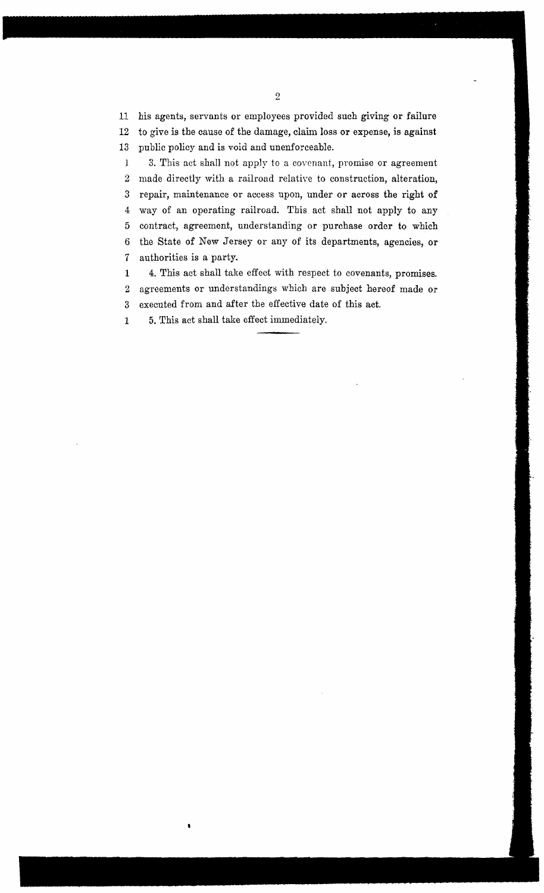11 his agents, servants or employees provided such giving or failure
12 to give is the cause of the damage, claim loss or expense, is against
13 public policy and is void and unenforceable.

1 3. This act shall not apply to a covenant, promise or agreement
2 made directly with a railroad relative to construction, alteration,
3 repair, maintenance or access upon, under or across the right of
4 way of an operating railroad. This act shall not apply to any
5 contract, agreement, understanding or purchase order to which
6 the State of New Jersey or any of its departments, agencies, or
7 authorities is a party.

1 4. This act shall take effect with respect to covenants, promises.
2 agreements or understandings which are subject hereof made or
3 executed from and after the effective date of this act.

1 5. This act shall take effect immediately.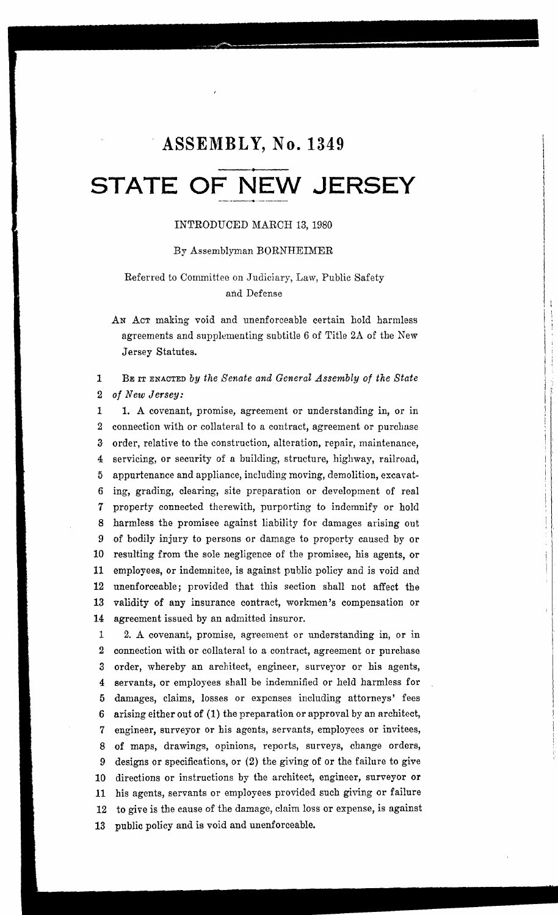# ASSEMBLY, No. 1349

# STATE OF NEW JERSEY

INTRODUCED MARCH 13, 1980

By Assemblyman BORNHEIMER

Referred to Committee on Judiciary, Law, Public Safety and Defense

AN ACT making void and unenforceable certain hold harmless agreements and supplementing subtitle 6 of Title 2A of the New Jersey Statutes.

1 BE IT ENACTED *by the Senate and General Assembly of the State*
2 *of New Jersey:*

1 1. A covenant, promise, agreement or understanding in, or in
2 connection with or collateral to a contract, agreement or purchase
3 order, relative to the construction, alteration, repair, maintenance,
4 servicing, or security of a building, structure, highway, railroad,
5 appurtenance and appliance, including moving, demolition, excavat-
6 ing, grading, clearing, site preparation or development of real
7 property connected therewith, purporting to indemnify or hold
8 harmless the promisee against liability for damages arising out
9 of bodily injury to persons or damage to property caused by or
10 resulting from the sole negligence of the promisee, his agents, or
11 employees, or indemnitee, is against public policy and is void and
12 unenforceable; provided that this section shall not affect the
13 validity of any insurance contract, workmen's compensation or
14 agreement issued by an admitted insuror.

1 2. A covenant, promise, agreement or understanding in, or in
2 connection with or collateral to a contract, agreement or purchase
3 order, whereby an architect, engineer, surveyor or his agents,
4 servants, or employees shall be indemnified or held harmless for
5 damages, claims, losses or expenses including attorneys' fees
6 arising either out of (1) the preparation or approval by an architect,
7 engineer, surveyor or his agents, servants, employees or invitees,
8 of maps, drawings, opinions, reports, surveys, change orders,
9 designs or specifications, or (2) the giving of or the failure to give
10 directions or instructions by the architect, engineer, surveyor or
11 his agents, servants or employees provided such giving or failure
12 to give is the cause of the damage, claim loss or expense, is against
13 public policy and is void and unenforceable.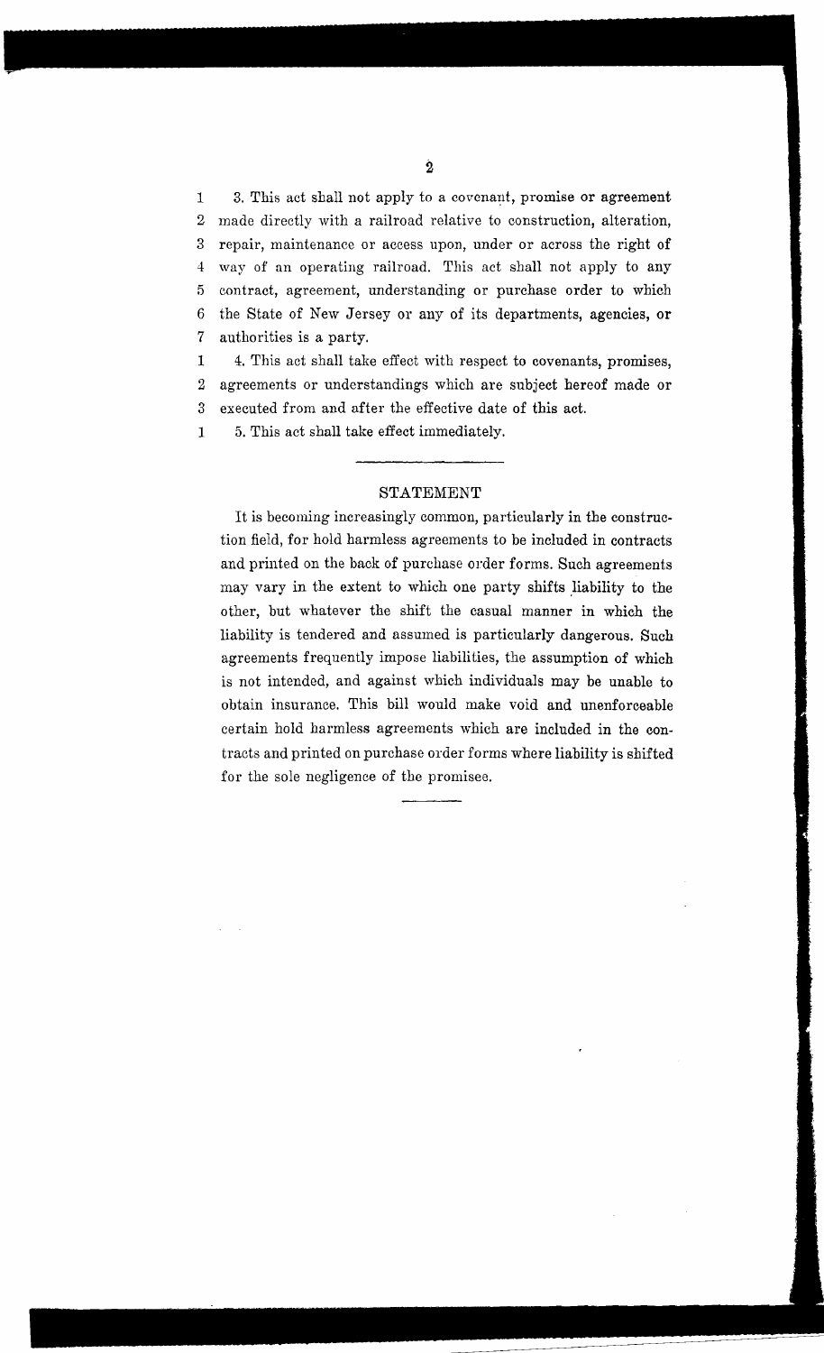3. This act shall not apply to a covenant, promise or agreement made directly with a railroad relative to construction, alteration, repair, maintenance or access upon, under or across the right of way of an operating railroad. This act shall not apply to any contract, agreement, understanding or purchase order to which the State of New Jersey or any of its departments, agencies, or authorities is a party.

4. This act shall take effect with respect to covenants, promises, agreements or understandings which are subject hereof made or executed from and after the effective date of this act.

5. This act shall take effect immediately.

---

## STATEMENT

It is becoming increasingly common, particularly in the construction field, for hold harmless agreements to be included in contracts and printed on the back of purchase order forms. Such agreements may vary in the extent to which one party shifts liability to the other, but whatever the shift the casual manner in which the liability is tendered and assumed is particularly dangerous. Such agreements frequently impose liabilities, the assumption of which is not intended, and against which individuals may be unable to obtain insurance. This bill would make void and unenforceable certain hold harmless agreements which are included in the contracts and printed on purchase order forms where liability is shifted for the sole negligence of the promisee.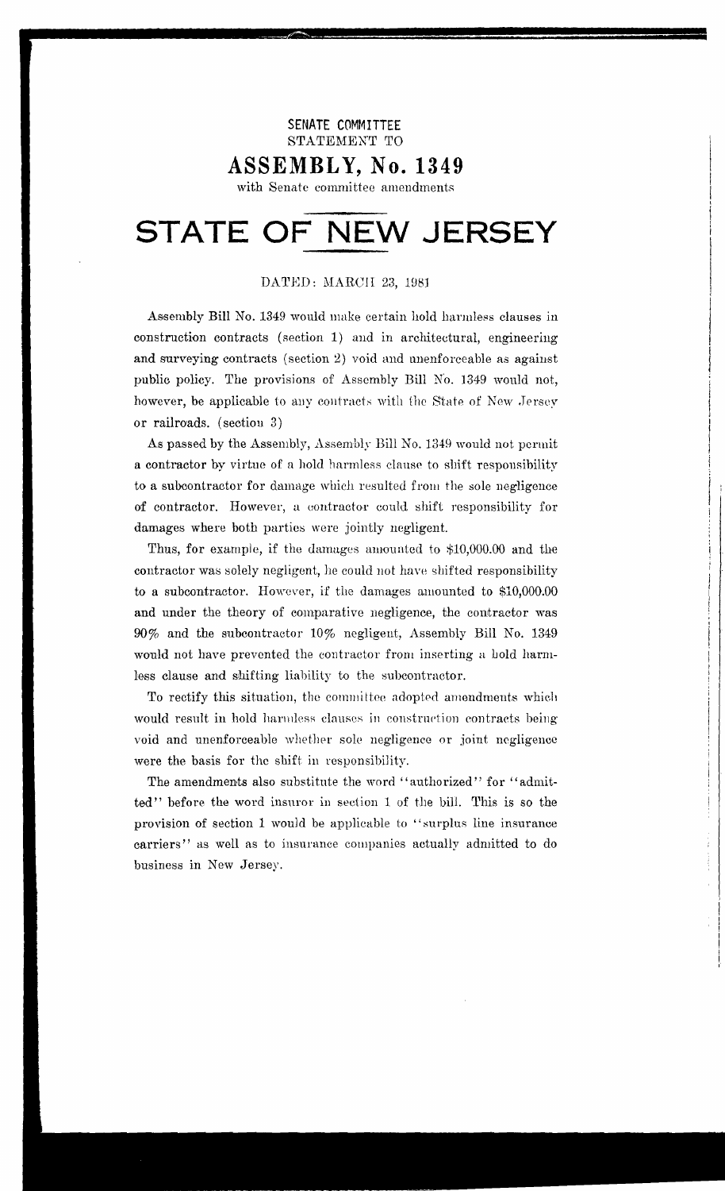SENATE COMMITTEE

STATEMENT TO

# ASSEMBLY, No. 1349

with Senate committee amendments

# STATE OF NEW JERSEY

DATED: MARCH 23, 1981

Assembly Bill No. 1349 would make certain hold harmless clauses in construction contracts (section 1) and in architectural, engineering and surveying contracts (section 2) void and unenforceable as against public policy. The provisions of Assembly Bill No. 1349 would not, however, be applicable to any contracts with the State of New Jersey or railroads. (section 3)

As passed by the Assembly, Assembly Bill No. 1349 would not permit a contractor by virtue of a hold harmless clause to shift responsibility to a subcontractor for damage which resulted from the sole negligence of contractor. However, a contractor could shift responsibility for damages where both parties were jointly negligent.

Thus, for example, if the damages amounted to $10,000.00 and the contractor was solely negligent, he could not have shifted responsibility to a subcontractor. However, if the damages amounted to $10,000.00 and under the theory of comparative negligence, the contractor was 90% and the subcontractor 10% negligent, Assembly Bill No. 1349 would not have prevented the contractor from inserting a hold harmless clause and shifting liability to the subcontractor.

To rectify this situation, the committee adopted amendments which would result in hold harmless clauses in construction contracts being void and unenforceable whether sole negligence or joint negligence were the basis for the shift in responsibility.

The amendments also substitute the word "authorized" for "admitted" before the word insuror in section 1 of the bill. This is so the provision of section 1 would be applicable to "surplus line insurance carriers" as well as to insurance companies actually admitted to do business in New Jersey.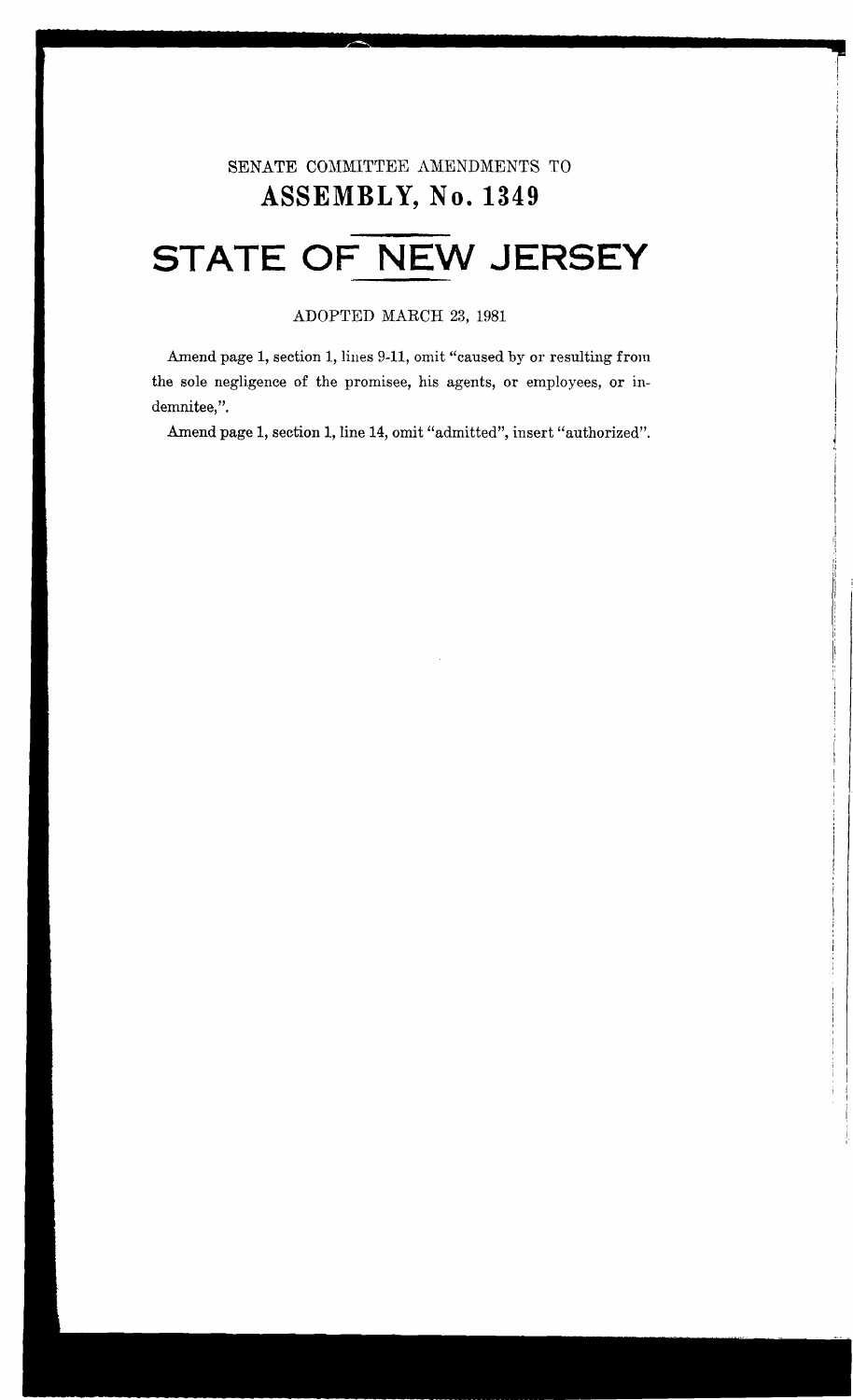SENATE COMMITTEE AMENDMENTS TO

# ASSEMBLY, No. 1349

# STATE OF NEW JERSEY

ADOPTED MARCH 23, 1981

Amend page 1, section 1, lines 9-11, omit "caused by or resulting from the sole negligence of the promisee, his agents, or employees, or indemnitee,".

Amend page 1, section 1, line 14, omit "admitted", insert "authorized".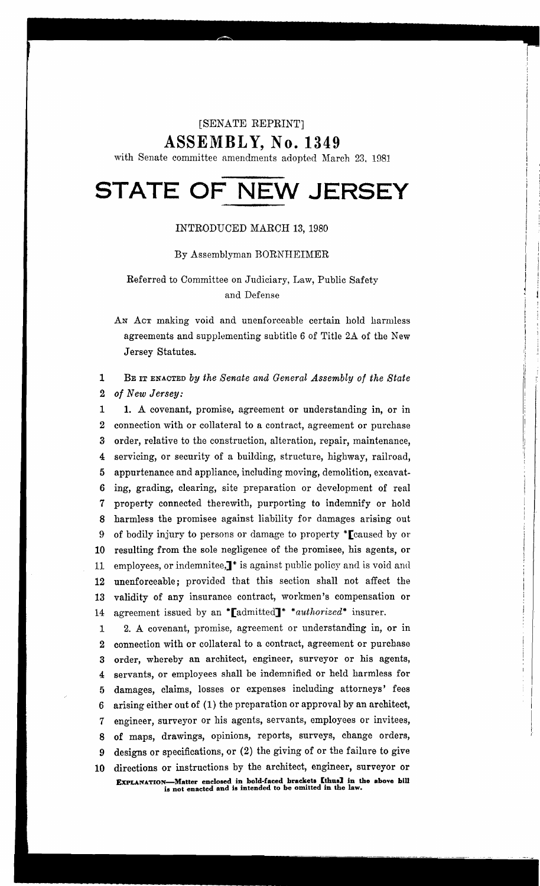[SENATE REPRINT]

# ASSEMBLY, No. 1349

with Senate committee amendments adopted March 23, 1981

# STATE OF NEW JERSEY

INTRODUCED MARCH 13, 1980

By Assemblyman BORNHEIMER

Referred to Committee on Judiciary, Law, Public Safety and Defense

AN ACT making void and unenforceable certain hold harmless agreements and supplementing subtitle 6 of Title 2A of the New Jersey Statutes.

1 BE IT ENACTED *by the Senate and General Assembly of the State*
2 *of New Jersey:*

1 1. A covenant, promise, agreement or understanding in, or in
2 connection with or collateral to a contract, agreement or purchase
3 order, relative to the construction, alteration, repair, maintenance,
4 servicing, or security of a building, structure, highway, railroad,
5 appurtenance and appliance, including moving, demolition, excavat-
6 ing, grading, clearing, site preparation or development of real
7 property connected therewith, purporting to indemnify or hold
8 harmless the promisee against liability for damages arising out
9 of bodily injury to persons or damage to property *[caused by or
10 resulting from the sole negligence of the promisee, his agents, or
11 employees, or indemnitee,]* is against public policy and is void and
12 unenforceable; provided that this section shall not affect the
13 validity of any insurance contract, workmen's compensation or
14 agreement issued by an *[admitted]* **authorized** insurer.

1 2. A covenant, promise, agreement or understanding in, or in
2 connection with or collateral to a contract, agreement or purchase
3 order, whereby an architect, engineer, surveyor or his agents,
4 servants, or employees shall be indemnified or held harmless for
5 damages, claims, losses or expenses including attorneys' fees
6 arising either out of (1) the preparation or approval by an architect,
7 engineer, surveyor or his agents, servants, employees or invitees,
8 of maps, drawings, opinions, reports, surveys, change orders,
9 designs or specifications, or (2) the giving of or the failure to give
10 directions or instructions by the architect, engineer, surveyor or

**EXPLANATION—Matter enclosed in bold-faced brackets [thus] in the above bill is not enacted and is intended to be omitted in the law.**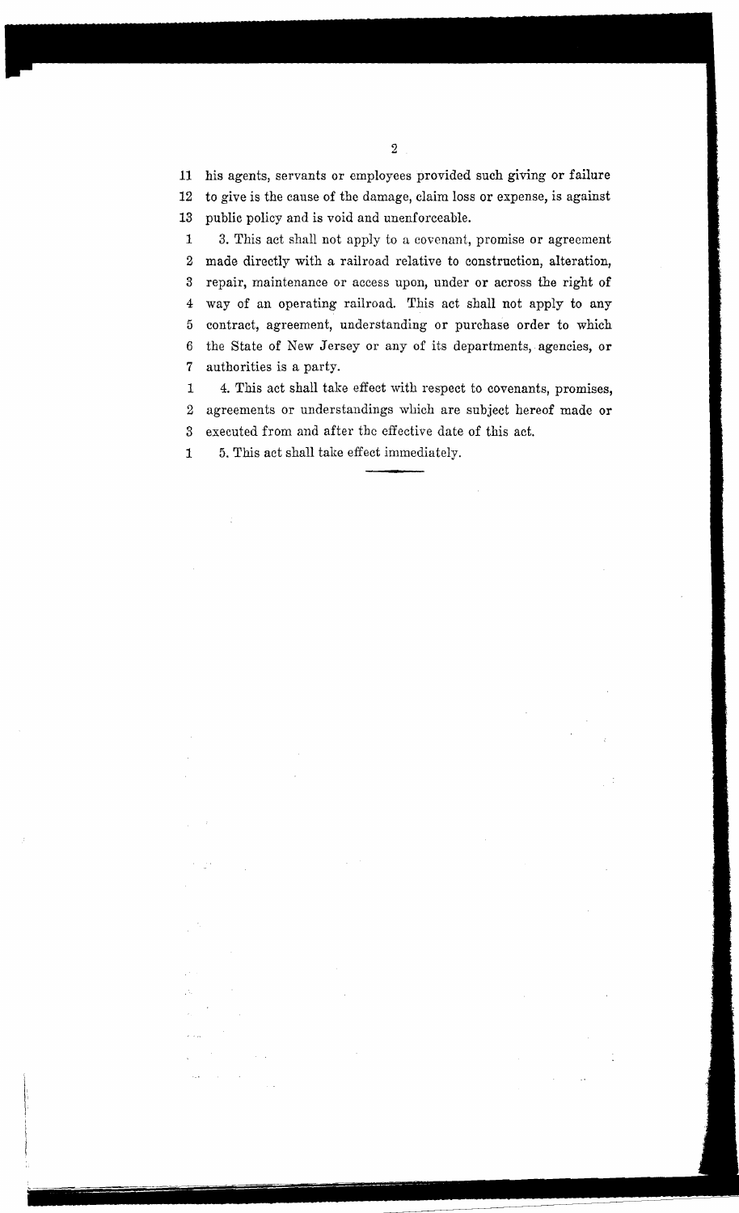his agents, servants or employees provided such giving or failure to give is the cause of the damage, claim loss or expense, is against public policy and is void and unenforceable.

3. This act shall not apply to a covenant, promise or agreement made directly with a railroad relative to construction, alteration, repair, maintenance or access upon, under or across the right of way of an operating railroad. This act shall not apply to any contract, agreement, understanding or purchase order to which the State of New Jersey or any of its departments, agencies, or authorities is a party.

4. This act shall take effect with respect to covenants, promises, agreements or understandings which are subject hereof made or executed from and after the effective date of this act.

5. This act shall take effect immediately.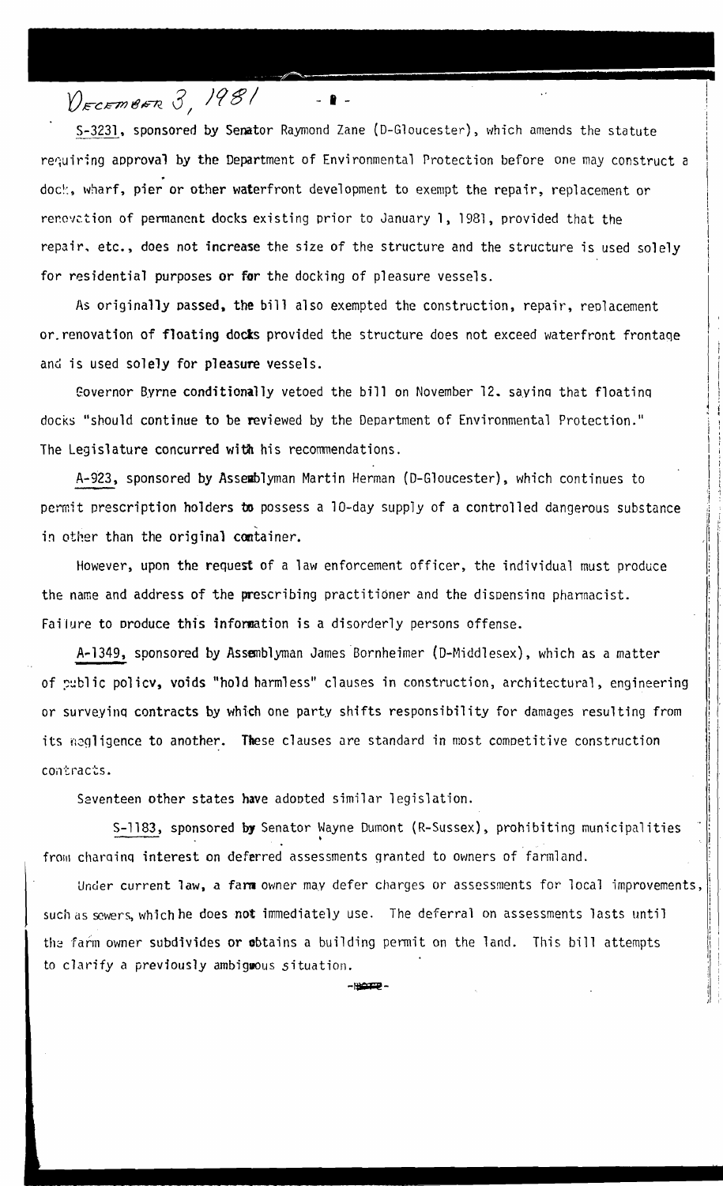December 3, 1981

S-3231, sponsored by Senator Raymond Zane (D-Gloucester), which amends the statute requiring approval by the Department of Environmental Protection before one may construct a dock, wharf, pier or other waterfront development to exempt the repair, replacement or renovation of permanent docks existing prior to January 1, 1981, provided that the repair, etc., does not increase the size of the structure and the structure is used solely for residential purposes or for the docking of pleasure vessels.

As originally passed, the bill also exempted the construction, repair, replacement or renovation of floating docks provided the structure does not exceed waterfront frontage and is used solely for pleasure vessels.

Governor Byrne conditionally vetoed the bill on November 12, saying that floating docks "should continue to be reviewed by the Department of Environmental Protection." The Legislature concurred with his recommendations.

A-923, sponsored by Assemblyman Martin Herman (D-Gloucester), which continues to permit prescription holders to possess a 10-day supply of a controlled dangerous substance in other than the original container.

However, upon the request of a law enforcement officer, the individual must produce the name and address of the prescribing practitioner and the dispensing pharmacist. Failure to produce this information is a disorderly persons offense.

A-1349, sponsored by Assemblyman James Bornheimer (D-Middlesex), which as a matter of public policy, voids "hold harmless" clauses in construction, architectural, engineering or surveying contracts by which one party shifts responsibility for damages resulting from its negligence to another. These clauses are standard in most competitive construction contracts.

Seventeen other states have adopted similar legislation.

S-1183, sponsored by Senator Wayne Dumont (R-Sussex), prohibiting municipalities from charging interest on deferred assessments granted to owners of farmland.

Under current law, a farm owner may defer charges or assessments for local improvements, such as sewers, which he does not immediately use. The deferral on assessments lasts until the farm owner subdivides or obtains a building permit on the land. This bill attempts to clarify a previously ambiguous situation.

-###-